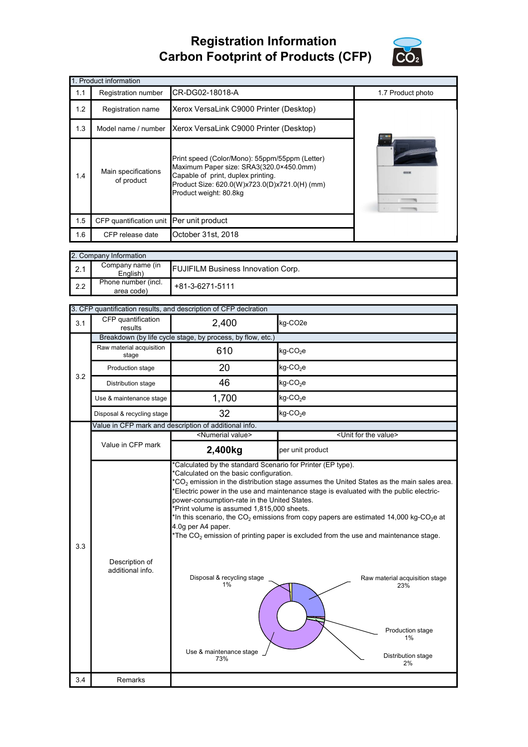# Registration Information
# Carbon Footprint of Products (CFP)

| 1. Product information | | | |
|---|---|---|---|
| 1.1 | Registration number | CR-DG02-18018-A | 1.7 Product photo |
| 1.2 | Registration name | Xerox VersaLink C9000 Printer (Desktop) | |
| 1.3 | Model name / number | Xerox VersaLink C9000 Printer (Desktop) | |
| 1.4 | Main specifications of product | Print speed (Color/Mono): 55ppm/55ppm (Letter)<br>Maximum Paper size: SRA3(320.0×450.0mm)<br>Capable of print, duplex printing.<br>Product Size: 620.0(W)x723.0(D)x721.0(H) (mm)<br>Product weight: 80.8kg | |
| 1.5 | CFP quantification unit | Per unit product | |
| 1.6 | CFP release date | October 31st, 2018 | |

| 2. Company Information | | |
|---|---|---|
| 2.1 | Company name (in English) | FUJIFILM Business Innovation Corp. |
| 2.2 | Phone number (incl. area code) | +81-3-6271-5111 |

| 3. CFP quantification results, and description of CFP declration | | | |
|---|---|---|---|
| 3.1 | CFP quantification results | 2,400 | kg-CO2e |
| 3.2 | Breakdown (by life cycle stage, by process, by flow, etc.) | | |
| | Raw material acquisition stage | 610 | kg-$CO_2$e |
| | Production stage | 20 | kg-$CO_2$e |
| | Distribution stage | 46 | kg-$CO_2$e |
| | Use & maintenance stage | 1,700 | kg-$CO_2$e |
| | Disposal & recycling stage | 32 | kg-$CO_2$e |
| 3.3 | Value in CFP mark and description of additional info. | | |
| | Value in CFP mark | <Numerial value> | <Unit for the value> |
| | | **2,400kg** | per unit product |
| | Description of additional info. | *Calculated by the standard Scenario for Printer (EP type).<br>*Calculated on the basic configuration.<br>*$CO_2$ emission in the distribution stage assumes the United States as the main sales area.<br>*Electric power in the use and maintenance stage is evaluated with the public electric-power-consumption-rate in the United States.<br>*Print volume is assumed 1,815,000 sheets.<br>*In this scenario, the $CO_2$ emissions from copy papers are estimated 14,000 kg-$CO_2$e at 4.0g per A4 paper.<br>*The $CO_2$ emission of printing paper is excluded from the use and maintenance stage.<br><br>Disposal & recycling stage 1%<br>Raw material acquisition stage 23%<br>Production stage 1%<br>Distribution stage 2%<br>Use & maintenance stage 73% | |
| 3.4 | Remarks | | |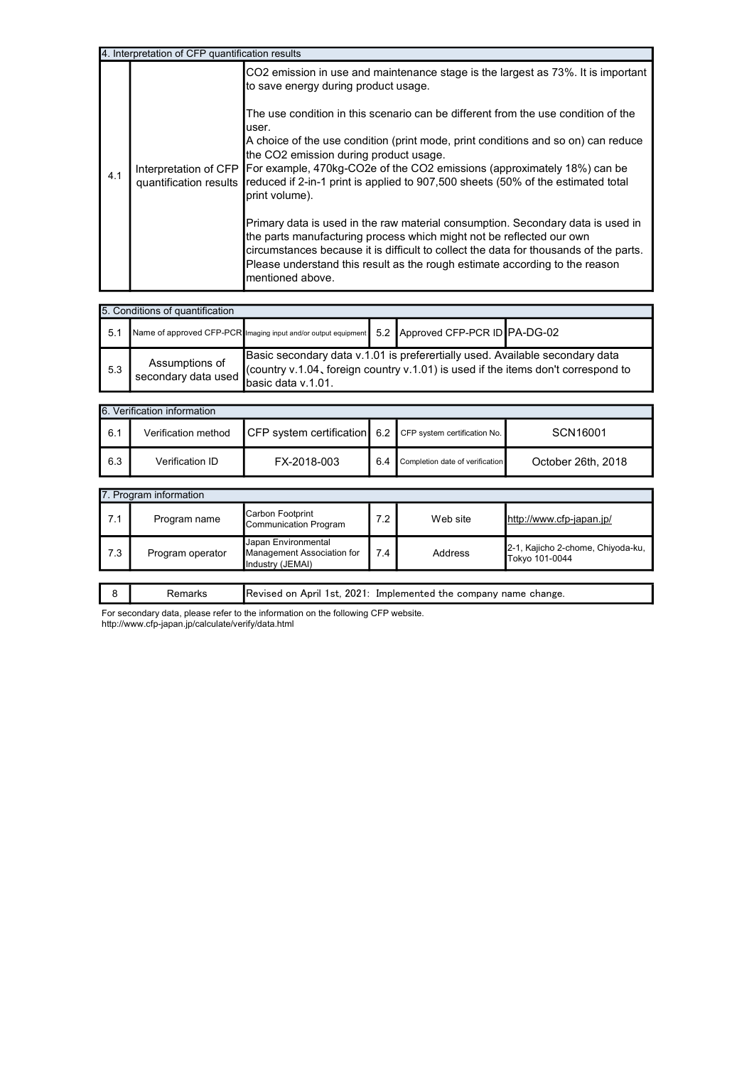## 4. Interpretation of CFP quantification results

| | | |
|---|---|---|
| 4.1 | Interpretation of CFP quantification results | $CO_2$ emission in use and maintenance stage is the largest as 73%. It is important to save energy during product usage.<br><br>The use condition in this scenario can be different from the use condition of the user.<br>A choice of the use condition (print mode, print conditions and so on) can reduce the $CO_2$ emission during product usage.<br>For example, 470kg-$CO_2$e of the $CO_2$ emissions (approximately 18%) can be reduced if 2-in-1 print is applied to 907,500 sheets (50% of the estimated total print volume).<br><br>Primary data is used in the raw material consumption. Secondary data is used in the parts manufacturing process which might not be reflected our own circumstances because it is difficult to collect the data for thousands of the parts. Please understand this result as the rough estimate according to the reason mentioned above. |

## 5. Conditions of quantification

| | | | | | |
|---|---|---|---|---|---|
| 5.1 | Name of approved CFP-PCR | Imaging input and/or output equipment | 5.2 | Approved CFP-PCR ID | PA-DG-02 |
| 5.3 | Assumptions of secondary data used | Basic secondary data v.1.01 is preferertially used. Available secondary data (country v.1.04、foreign country v.1.01) is used if the items don't correspond to basic data v.1.01. | | | |

## 6. Verification information

| | | | | | |
|---|---|---|---|---|---|
| 6.1 | Verification method | CFP system certification | 6.2 | CFP system certification No. | SCN16001 |
| 6.3 | Verification ID | FX-2018-003 | 6.4 | Completion date of verification | October 26th, 2018 |

## 7. Program information

| | | | | | |
|---|---|---|---|---|---|
| 7.1 | Program name | Carbon Footprint Communication Program | 7.2 | Web site | http://www.cfp-japan.jp/ |
| 7.3 | Program operator | Japan Environmental Management Association for Industry (JEMAI) | 7.4 | Address | 2-1, Kajicho 2-chome, Chiyoda-ku, Tokyo 101-0044 |

| | | |
|---|---|---|
| 8 | Remarks | Revised on April 1st, 2021: Implemented the company name change. |

For secondary data, please refer to the information on the following CFP website.
http://www.cfp-japan.jp/calculate/verify/data.html